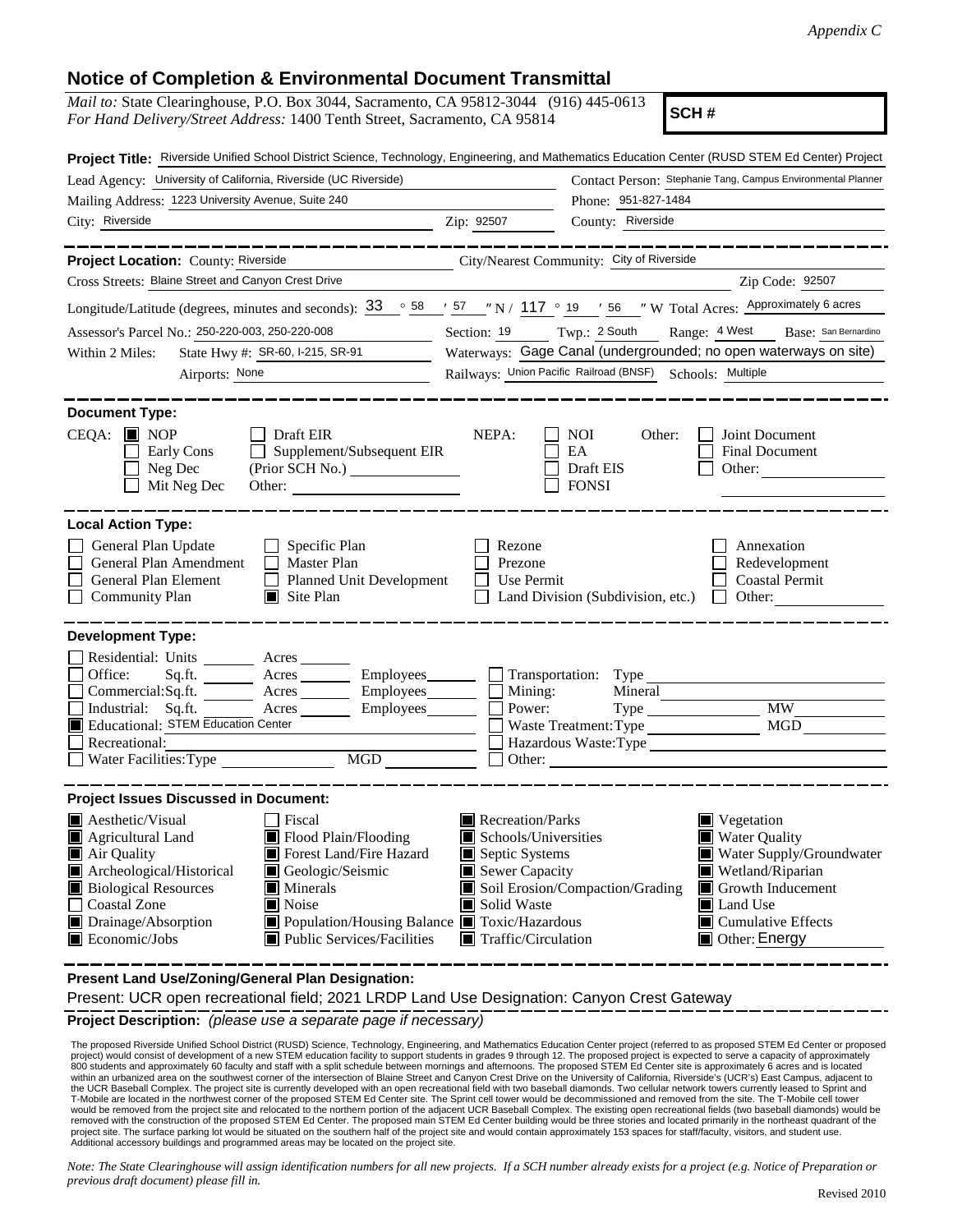*Appendix C*

## Notice of Completion & Environmental Document Transmittal

*Mail to:* State Clearinghouse, P.O. Box 3044, Sacramento, CA 95812-3044 (916) 445-0613
*For Hand Delivery/Street Address:* 1400 Tenth Street, Sacramento, CA 95814

**SCH #**

**Project Title:** Riverside Unified School District Science, Technology, Engineering, and Mathematics Education Center (RUSD STEM Ed Center) Project

Lead Agency: University of California, Riverside (UC Riverside)
Contact Person: Stephanie Tang, Campus Environmental Planner
Mailing Address: 1223 University Avenue, Suite 240
Phone: 951-827-1484
City: Riverside Zip: 92507 County: Riverside

---

**Project Location:** County: Riverside City/Nearest Community: City of Riverside
Cross Streets: Blaine Street and Canyon Crest Drive Zip Code: 92507
Longitude/Latitude (degrees, minutes and seconds): 33 ° 58 ′ 57 ″ N / 117 ° 19 ′ 56 ″ W Total Acres: Approximately 6 acres
Assessor's Parcel No.: 250-220-003, 250-220-008 Section: 19 Twp.: 2 South Range: 4 West Base: San Bernardino
Within 2 Miles: State Hwy #: SR-60, I-215, SR-91 Waterways: Gage Canal (undergrounded; no open waterways on site)
Airports: None Railways: Union Pacific Railroad (BNSF) Schools: Multiple

---

**Document Type:**

CEQA: ■ NOP ☐ Early Cons ☐ Neg Dec ☐ Mit Neg Dec ☐ Draft EIR ☐ Supplement/Subsequent EIR (Prior SCH No.) ________ Other: ________
NEPA: ☐ NOI ☐ EA ☐ Draft EIS ☐ FONSI
Other: ☐ Joint Document ☐ Final Document ☐ Other: ________

---

**Local Action Type:**

☐ General Plan Update ☐ General Plan Amendment ☐ General Plan Element ☐ Community Plan
☐ Specific Plan ☐ Master Plan ☐ Planned Unit Development ■ Site Plan
☐ Rezone ☐ Prezone ☐ Use Permit ☐ Land Division (Subdivision, etc.)
☐ Annexation ☐ Redevelopment ☐ Coastal Permit ☐ Other: ________

---

**Development Type:**

☐ Residential: Units ____ Acres ____
☐ Office: Sq.ft. ____ Acres ____ Employees ____
☐ Commercial: Sq.ft. ____ Acres ____ Employees ____
☐ Industrial: Sq.ft. ____ Acres ____ Employees ____
■ Educational: STEM Education Center
☐ Recreational: ________
☐ Water Facilities: Type ____ MGD ____
☐ Transportation: Type ________
☐ Mining: Mineral ________
☐ Power: Type ____ MW ____
☐ Waste Treatment: Type ____ MGD ____
☐ Hazardous Waste: Type ________
☐ Other: ________

---

**Project Issues Discussed in Document:**

■ Aesthetic/Visual ■ Agricultural Land ■ Air Quality ■ Archeological/Historical ■ Biological Resources ☐ Coastal Zone ■ Drainage/Absorption ■ Economic/Jobs
☐ Fiscal ■ Flood Plain/Flooding ■ Forest Land/Fire Hazard ■ Geologic/Seismic ■ Minerals ■ Noise ■ Population/Housing Balance ■ Public Services/Facilities
■ Recreation/Parks ■ Schools/Universities ■ Septic Systems ■ Sewer Capacity ■ Soil Erosion/Compaction/Grading ■ Solid Waste ■ Toxic/Hazardous ■ Traffic/Circulation
■ Vegetation ■ Water Quality ■ Water Supply/Groundwater ■ Wetland/Riparian ■ Growth Inducement ■ Land Use ■ Cumulative Effects ■ Other: Energy

---

**Present Land Use/Zoning/General Plan Designation:**

Present: UCR open recreational field; 2021 LRDP Land Use Designation: Canyon Crest Gateway

**Project Description:** *(please use a separate page if necessary)*

The proposed Riverside Unified School District (RUSD) Science, Technology, Engineering, and Mathematics Education Center project (referred to as proposed STEM Ed Center or proposed project) would consist of development of a new STEM education facility to support students in grades 9 through 12. The proposed project is expected to serve a capacity of approximately 800 students and approximately 60 faculty and staff with a split schedule between mornings and afternoons. The proposed STEM Ed Center site is approximately 6 acres and is located within an urbanized area on the southwest corner of the intersection of Blaine Street and Canyon Crest Drive on the University of California, Riverside's (UCR's) East Campus, adjacent to the UCR Baseball Complex. The project site is currently developed with an open recreational field with two baseball diamonds. Two cellular network towers currently leased to Sprint and T-Mobile are located in the northwest corner of the proposed STEM Ed Center site. The Sprint cell tower would be decommissioned and removed from the site. The T-Mobile cell tower would be removed from the project site and relocated to the northern portion of the adjacent UCR Baseball Complex. The existing open recreational fields (two baseball diamonds) would be removed with the construction of the proposed STEM Ed Center. The proposed main STEM Ed Center building would be three stories and located primarily in the northeast quadrant of the project site. The surface parking lot would be situated on the southern half of the project site and would contain approximately 153 spaces for staff/faculty, visitors, and student use. Additional accessory buildings and programmed areas may be located on the project site.

*Note: The State Clearinghouse will assign identification numbers for all new projects. If a SCH number already exists for a project (e.g. Notice of Preparation or previous draft document) please fill in.*

Revised 2010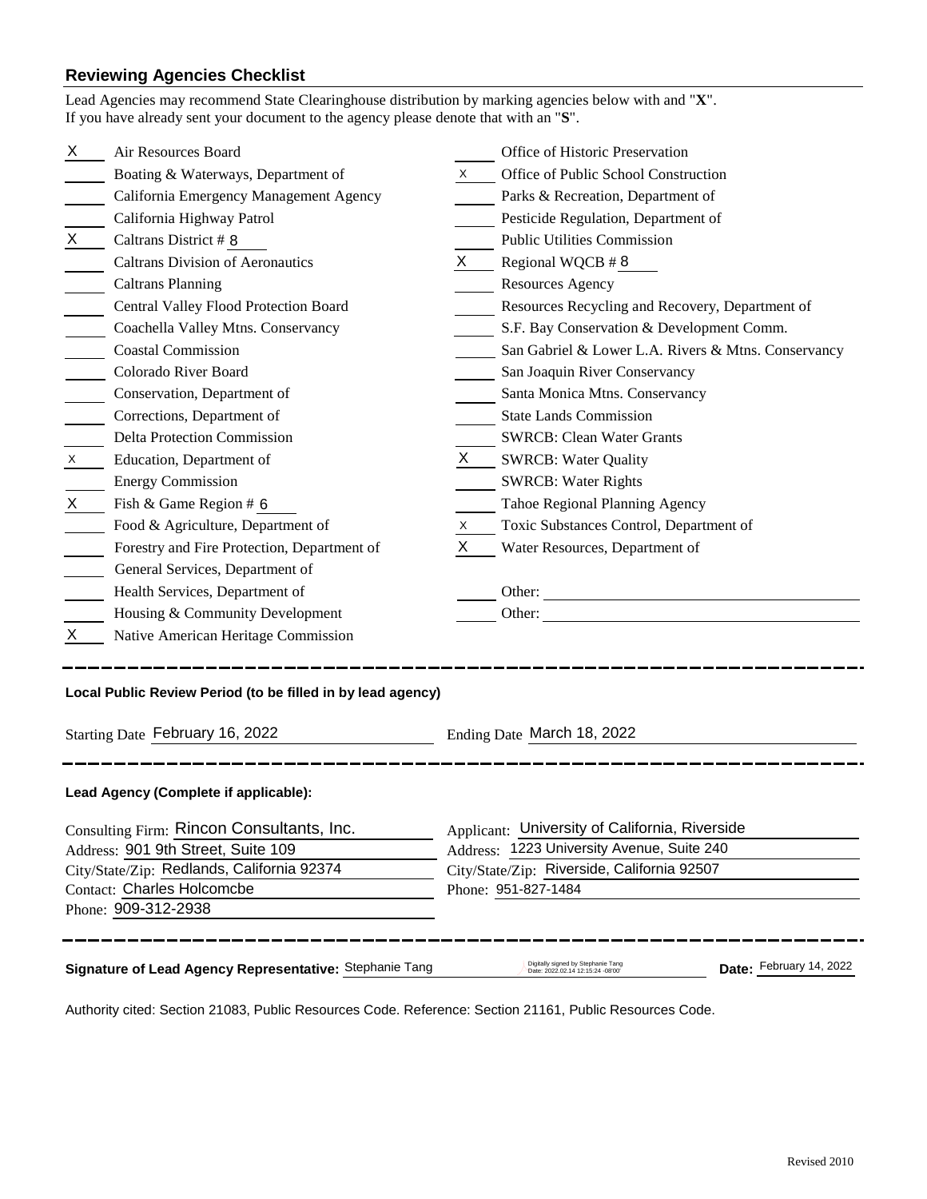## Reviewing Agencies Checklist

Lead Agencies may recommend State Clearinghouse distribution by marking agencies below with and "**X**".
If you have already sent your document to the agency please denote that with an "**S**".

| | | | |
|---|---|---|---|
| X | Air Resources Board | | Office of Historic Preservation |
| | Boating & Waterways, Department of | X | Office of Public School Construction |
| | California Emergency Management Agency | | Parks & Recreation, Department of |
| | California Highway Patrol | | Pesticide Regulation, Department of |
| X | Caltrans District # 8 | | Public Utilities Commission |
| | Caltrans Division of Aeronautics | X | Regional WQCB # 8 |
| | Caltrans Planning | | Resources Agency |
| | Central Valley Flood Protection Board | | Resources Recycling and Recovery, Department of |
| | Coachella Valley Mtns. Conservancy | | S.F. Bay Conservation & Development Comm. |
| | Coastal Commission | | San Gabriel & Lower L.A. Rivers & Mtns. Conservancy |
| | Colorado River Board | | San Joaquin River Conservancy |
| | Conservation, Department of | | Santa Monica Mtns. Conservancy |
| | Corrections, Department of | | State Lands Commission |
| | Delta Protection Commission | | SWRCB: Clean Water Grants |
| X | Education, Department of | X | SWRCB: Water Quality |
| | Energy Commission | | SWRCB: Water Rights |
| X | Fish & Game Region # 6 | | Tahoe Regional Planning Agency |
| | Food & Agriculture, Department of | X | Toxic Substances Control, Department of |
| | Forestry and Fire Protection, Department of | X | Water Resources, Department of |
| | General Services, Department of | | |
| | Health Services, Department of | | Other: |
| | Housing & Community Development | | Other: |
| X | Native American Heritage Commission | | |

---

**Local Public Review Period (to be filled in by lead agency)**

Starting Date February 16, 2022 Ending Date March 18, 2022

---

**Lead Agency (Complete if applicable):**

Consulting Firm: Rincon Consultants, Inc.
Address: 901 9th Street, Suite 109
City/State/Zip: Redlands, California 92374
Contact: Charles Holcomcbe
Phone: 909-312-2938

Applicant: University of California, Riverside
Address: 1223 University Avenue, Suite 240
City/State/Zip: Riverside, California 92507
Phone: 951-827-1484

---

**Signature of Lead Agency Representative:** Stephanie Tang Digitally signed by Stephanie Tang Date: 2022.02.14 12:15:24 -08'00' **Date:** February 14, 2022

Authority cited: Section 21083, Public Resources Code. Reference: Section 21161, Public Resources Code.

Revised 2010